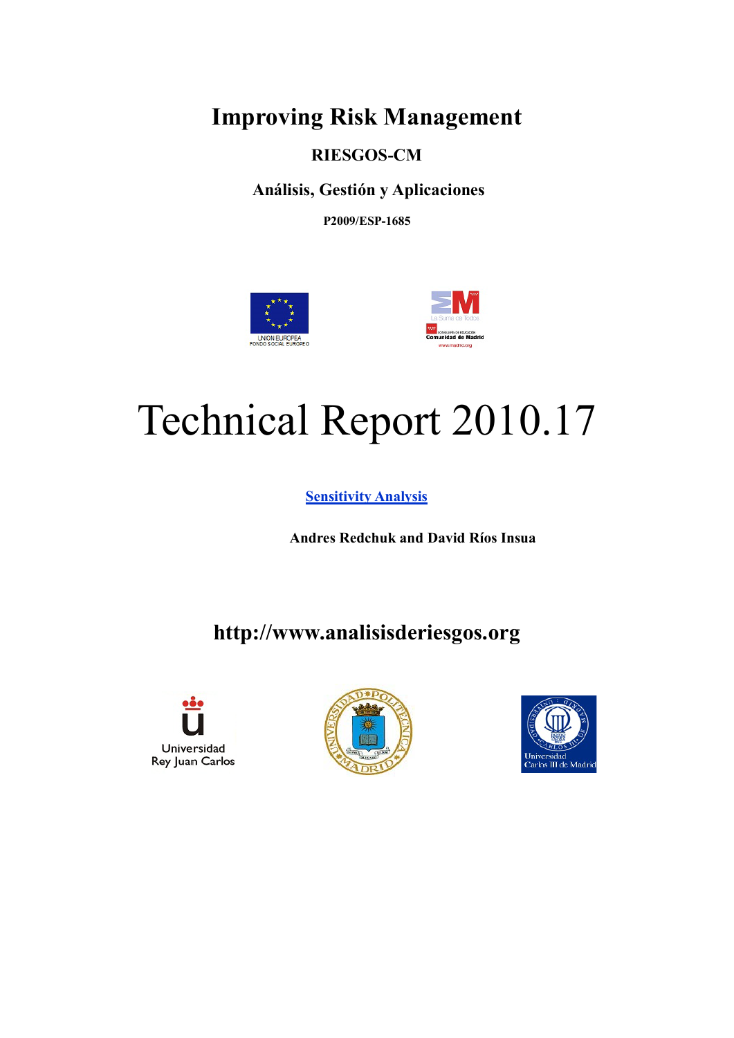# Improving Risk Management

## RIESGOS-CM

## Análisis, Gestión y Aplicaciones

**P2009/ESP-1685**

# Technical Report 2010.17

**Sensitivity Analysis**

**Andres Redchuk and David Ríos Insua**

## http://www.analisisderiesgos.org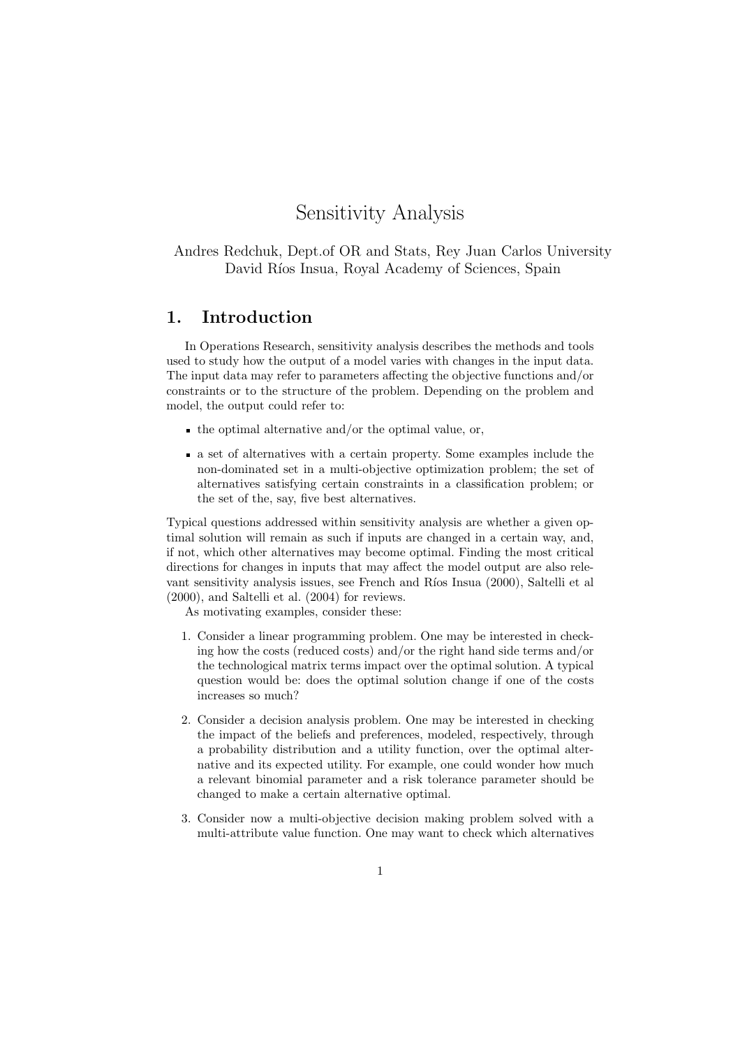# Sensitivity Analysis

Andres Redchuk, Dept.of OR and Stats, Rey Juan Carlos University
David Ríos Insua, Royal Academy of Sciences, Spain

## 1. Introduction

In Operations Research, sensitivity analysis describes the methods and tools used to study how the output of a model varies with changes in the input data. The input data may refer to parameters affecting the objective functions and/or constraints or to the structure of the problem. Depending on the problem and model, the output could refer to:

- the optimal alternative and/or the optimal value, or,
- a set of alternatives with a certain property. Some examples include the non-dominated set in a multi-objective optimization problem; the set of alternatives satisfying certain constraints in a classification problem; or the set of the, say, five best alternatives.

Typical questions addressed within sensitivity analysis are whether a given optimal solution will remain as such if inputs are changed in a certain way, and, if not, which other alternatives may become optimal. Finding the most critical directions for changes in inputs that may affect the model output are also relevant sensitivity analysis issues, see French and Ríos Insua (2000), Saltelli et al (2000), and Saltelli et al. (2004) for reviews.

As motivating examples, consider these:

1. Consider a linear programming problem. One may be interested in checking how the costs (reduced costs) and/or the right hand side terms and/or the technological matrix terms impact over the optimal solution. A typical question would be: does the optimal solution change if one of the costs increases so much?
2. Consider a decision analysis problem. One may be interested in checking the impact of the beliefs and preferences, modeled, respectively, through a probability distribution and a utility function, over the optimal alternative and its expected utility. For example, one could wonder how much a relevant binomial parameter and a risk tolerance parameter should be changed to make a certain alternative optimal.
3. Consider now a multi-objective decision making problem solved with a multi-attribute value function. One may want to check which alternatives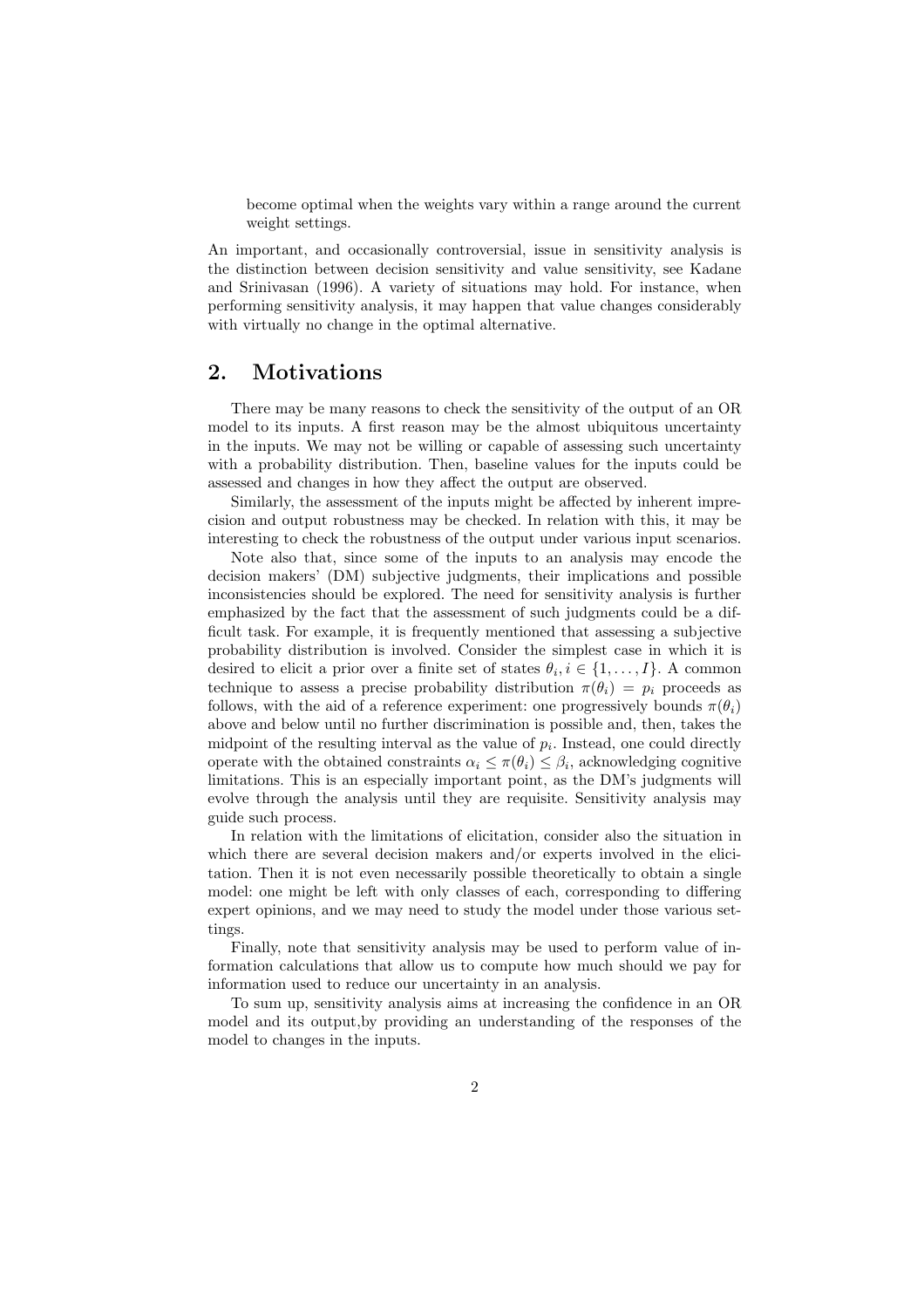become optimal when the weights vary within a range around the current weight settings.

An important, and occasionally controversial, issue in sensitivity analysis is the distinction between decision sensitivity and value sensitivity, see Kadane and Srinivasan (1996). A variety of situations may hold. For instance, when performing sensitivity analysis, it may happen that value changes considerably with virtually no change in the optimal alternative.

## 2. Motivations

There may be many reasons to check the sensitivity of the output of an OR model to its inputs. A first reason may be the almost ubiquitous uncertainty in the inputs. We may not be willing or capable of assessing such uncertainty with a probability distribution. Then, baseline values for the inputs could be assessed and changes in how they affect the output are observed.

Similarly, the assessment of the inputs might be affected by inherent imprecision and output robustness may be checked. In relation with this, it may be interesting to check the robustness of the output under various input scenarios.

Note also that, since some of the inputs to an analysis may encode the decision makers' (DM) subjective judgments, their implications and possible inconsistencies should be explored. The need for sensitivity analysis is further emphasized by the fact that the assessment of such judgments could be a difficult task. For example, it is frequently mentioned that assessing a subjective probability distribution is involved. Consider the simplest case in which it is desired to elicit a prior over a finite set of states $\theta_i, i \in \{1, \ldots, I\}$. A common technique to assess a precise probability distribution $\pi(\theta_i) = p_i$ proceeds as follows, with the aid of a reference experiment: one progressively bounds $\pi(\theta_i)$ above and below until no further discrimination is possible and, then, takes the midpoint of the resulting interval as the value of $p_i$. Instead, one could directly operate with the obtained constraints $\alpha_i \leq \pi(\theta_i) \leq \beta_i$, acknowledging cognitive limitations. This is an especially important point, as the DM's judgments will evolve through the analysis until they are requisite. Sensitivity analysis may guide such process.

In relation with the limitations of elicitation, consider also the situation in which there are several decision makers and/or experts involved in the elicitation. Then it is not even necessarily possible theoretically to obtain a single model: one might be left with only classes of each, corresponding to differing expert opinions, and we may need to study the model under those various settings.

Finally, note that sensitivity analysis may be used to perform value of information calculations that allow us to compute how much should we pay for information used to reduce our uncertainty in an analysis.

To sum up, sensitivity analysis aims at increasing the confidence in an OR model and its output,by providing an understanding of the responses of the model to changes in the inputs.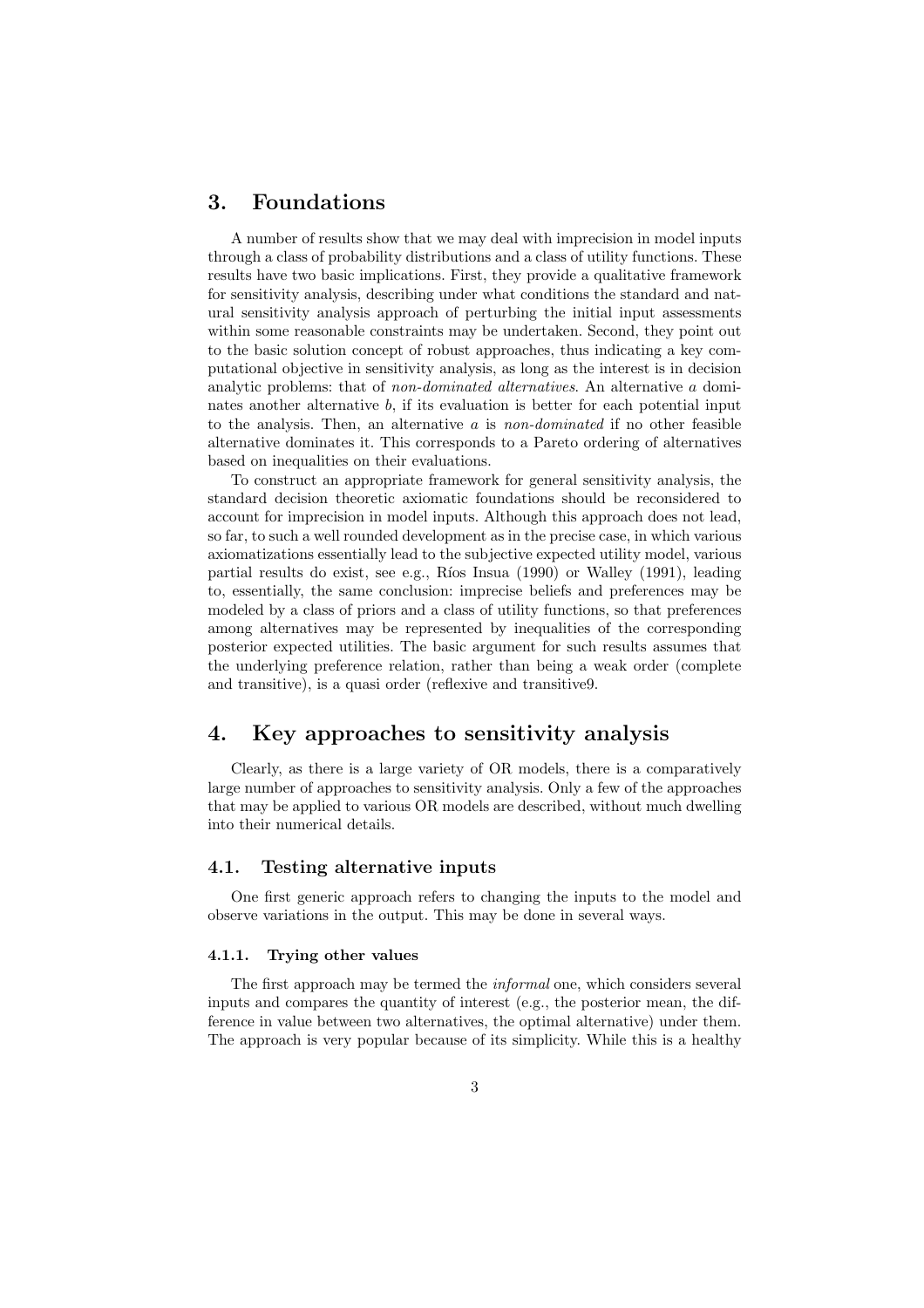## 3. Foundations

A number of results show that we may deal with imprecision in model inputs through a class of probability distributions and a class of utility functions. These results have two basic implications. First, they provide a qualitative framework for sensitivity analysis, describing under what conditions the standard and natural sensitivity analysis approach of perturbing the initial input assessments within some reasonable constraints may be undertaken. Second, they point out to the basic solution concept of robust approaches, thus indicating a key computational objective in sensitivity analysis, as long as the interest is in decision analytic problems: that of *non-dominated alternatives*. An alternative $a$ dominates another alternative $b$, if its evaluation is better for each potential input to the analysis. Then, an alternative $a$ is *non-dominated* if no other feasible alternative dominates it. This corresponds to a Pareto ordering of alternatives based on inequalities on their evaluations.

To construct an appropriate framework for general sensitivity analysis, the standard decision theoretic axiomatic foundations should be reconsidered to account for imprecision in model inputs. Although this approach does not lead, so far, to such a well rounded development as in the precise case, in which various axiomatizations essentially lead to the subjective expected utility model, various partial results do exist, see e.g., Ríos Insua (1990) or Walley (1991), leading to, essentially, the same conclusion: imprecise beliefs and preferences may be modeled by a class of priors and a class of utility functions, so that preferences among alternatives may be represented by inequalities of the corresponding posterior expected utilities. The basic argument for such results assumes that the underlying preference relation, rather than being a weak order (complete and transitive), is a quasi order (reflexive and transitive9.

## 4. Key approaches to sensitivity analysis

Clearly, as there is a large variety of OR models, there is a comparatively large number of approaches to sensitivity analysis. Only a few of the approaches that may be applied to various OR models are described, without much dwelling into their numerical details.

### 4.1. Testing alternative inputs

One first generic approach refers to changing the inputs to the model and observe variations in the output. This may be done in several ways.

#### 4.1.1. Trying other values

The first approach may be termed the *informal* one, which considers several inputs and compares the quantity of interest (e.g., the posterior mean, the difference in value between two alternatives, the optimal alternative) under them. The approach is very popular because of its simplicity. While this is a healthy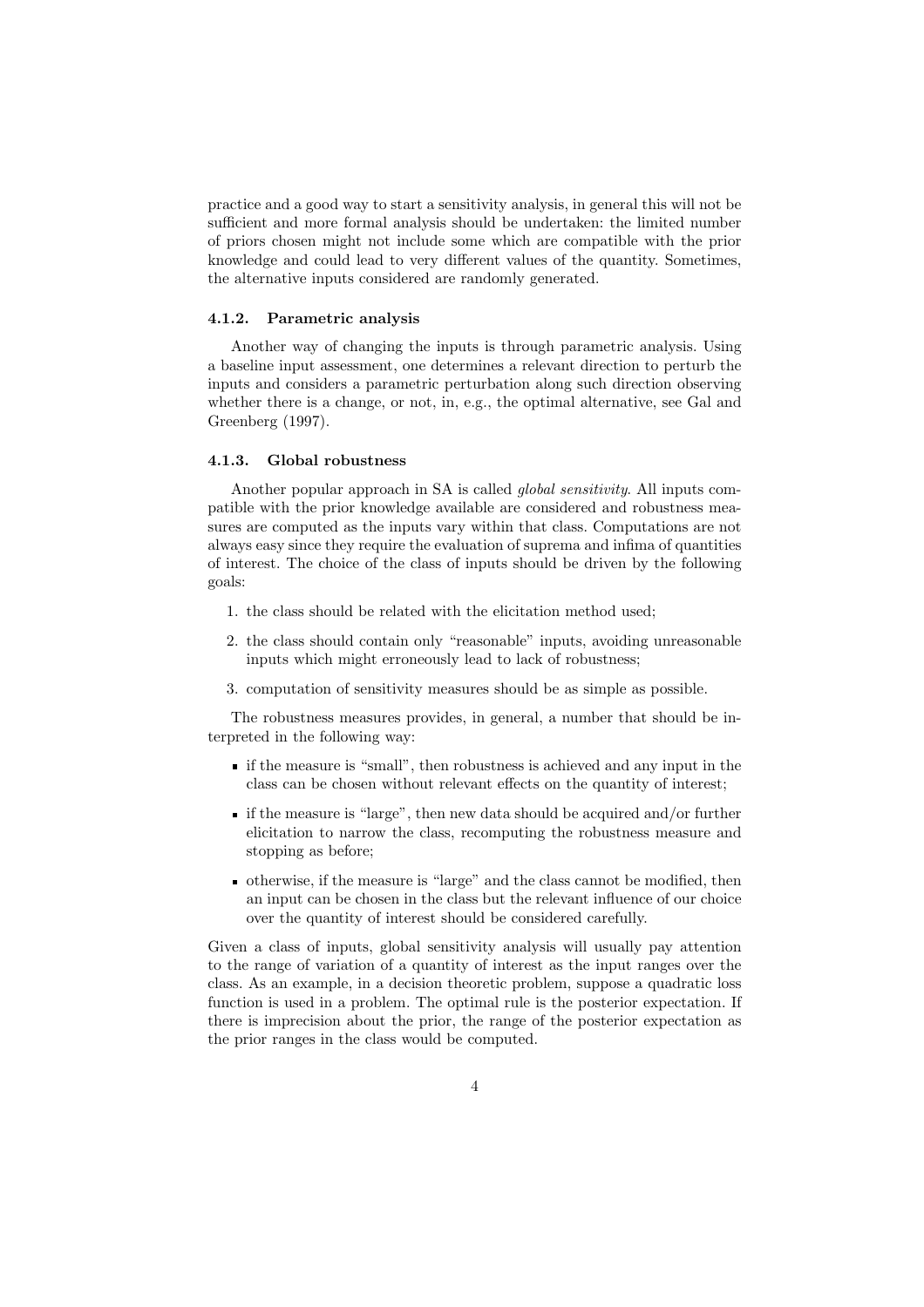practice and a good way to start a sensitivity analysis, in general this will not be sufficient and more formal analysis should be undertaken: the limited number of priors chosen might not include some which are compatible with the prior knowledge and could lead to very different values of the quantity. Sometimes, the alternative inputs considered are randomly generated.

#### 4.1.2. Parametric analysis

Another way of changing the inputs is through parametric analysis. Using a baseline input assessment, one determines a relevant direction to perturb the inputs and considers a parametric perturbation along such direction observing whether there is a change, or not, in, e.g., the optimal alternative, see Gal and Greenberg (1997).

#### 4.1.3. Global robustness

Another popular approach in SA is called *global sensitivity*. All inputs compatible with the prior knowledge available are considered and robustness measures are computed as the inputs vary within that class. Computations are not always easy since they require the evaluation of suprema and infima of quantities of interest. The choice of the class of inputs should be driven by the following goals:

1. the class should be related with the elicitation method used;
2. the class should contain only "reasonable" inputs, avoiding unreasonable inputs which might erroneously lead to lack of robustness;
3. computation of sensitivity measures should be as simple as possible.

The robustness measures provides, in general, a number that should be interpreted in the following way:

- if the measure is "small", then robustness is achieved and any input in the class can be chosen without relevant effects on the quantity of interest;
- if the measure is "large", then new data should be acquired and/or further elicitation to narrow the class, recomputing the robustness measure and stopping as before;
- otherwise, if the measure is "large" and the class cannot be modified, then an input can be chosen in the class but the relevant influence of our choice over the quantity of interest should be considered carefully.

Given a class of inputs, global sensitivity analysis will usually pay attention to the range of variation of a quantity of interest as the input ranges over the class. As an example, in a decision theoretic problem, suppose a quadratic loss function is used in a problem. The optimal rule is the posterior expectation. If there is imprecision about the prior, the range of the posterior expectation as the prior ranges in the class would be computed.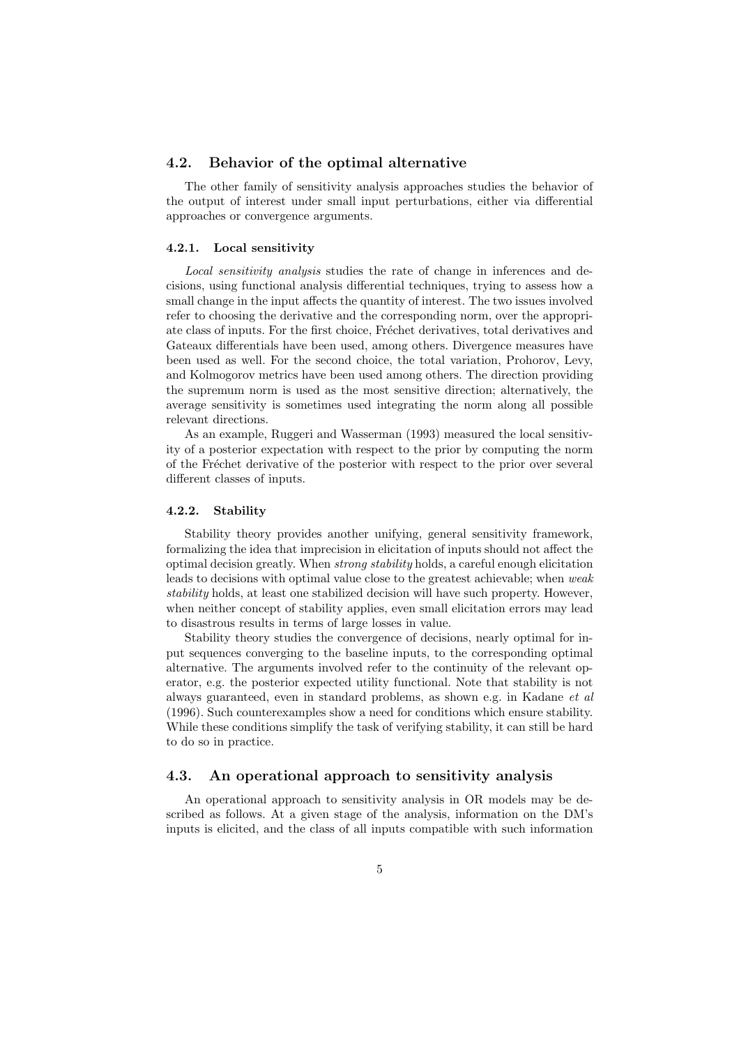## 4.2. Behavior of the optimal alternative

The other family of sensitivity analysis approaches studies the behavior of the output of interest under small input perturbations, either via differential approaches or convergence arguments.

### 4.2.1. Local sensitivity

*Local sensitivity analysis* studies the rate of change in inferences and decisions, using functional analysis differential techniques, trying to assess how a small change in the input affects the quantity of interest. The two issues involved refer to choosing the derivative and the corresponding norm, over the appropriate class of inputs. For the first choice, Fréchet derivatives, total derivatives and Gateaux differentials have been used, among others. Divergence measures have been used as well. For the second choice, the total variation, Prohorov, Levy, and Kolmogorov metrics have been used among others. The direction providing the supremum norm is used as the most sensitive direction; alternatively, the average sensitivity is sometimes used integrating the norm along all possible relevant directions.

As an example, Ruggeri and Wasserman (1993) measured the local sensitivity of a posterior expectation with respect to the prior by computing the norm of the Fréchet derivative of the posterior with respect to the prior over several different classes of inputs.

### 4.2.2. Stability

Stability theory provides another unifying, general sensitivity framework, formalizing the idea that imprecision in elicitation of inputs should not affect the optimal decision greatly. When *strong stability* holds, a careful enough elicitation leads to decisions with optimal value close to the greatest achievable; when *weak stability* holds, at least one stabilized decision will have such property. However, when neither concept of stability applies, even small elicitation errors may lead to disastrous results in terms of large losses in value.

Stability theory studies the convergence of decisions, nearly optimal for input sequences converging to the baseline inputs, to the corresponding optimal alternative. The arguments involved refer to the continuity of the relevant operator, e.g. the posterior expected utility functional. Note that stability is not always guaranteed, even in standard problems, as shown e.g. in Kadane *et al* (1996). Such counterexamples show a need for conditions which ensure stability. While these conditions simplify the task of verifying stability, it can still be hard to do so in practice.

## 4.3. An operational approach to sensitivity analysis

An operational approach to sensitivity analysis in OR models may be described as follows. At a given stage of the analysis, information on the DM's inputs is elicited, and the class of all inputs compatible with such information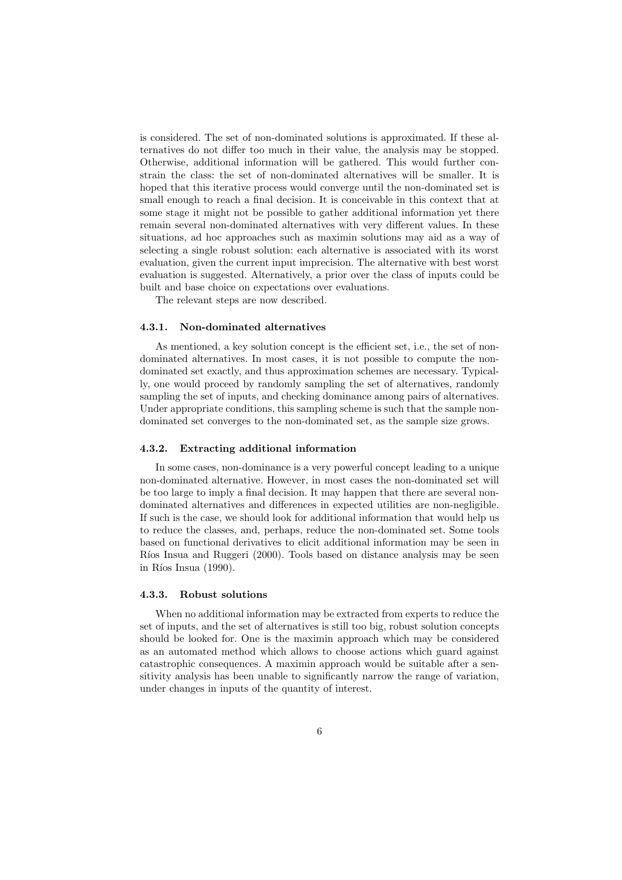is considered. The set of non-dominated solutions is approximated. If these alternatives do not differ too much in their value, the analysis may be stopped. Otherwise, additional information will be gathered. This would further constrain the class: the set of non-dominated alternatives will be smaller. It is hoped that this iterative process would converge until the non-dominated set is small enough to reach a final decision. It is conceivable in this context that at some stage it might not be possible to gather additional information yet there remain several non-dominated alternatives with very different values. In these situations, ad hoc approaches such as maximin solutions may aid as a way of selecting a single robust solution: each alternative is associated with its worst evaluation, given the current input imprecision. The alternative with best worst evaluation is suggested. Alternatively, a prior over the class of inputs could be built and base choice on expectations over evaluations.

The relevant steps are now described.

#### 4.3.1. Non-dominated alternatives

As mentioned, a key solution concept is the efficient set, i.e., the set of non-dominated alternatives. In most cases, it is not possible to compute the non-dominated set exactly, and thus approximation schemes are necessary. Typically, one would proceed by randomly sampling the set of alternatives, randomly sampling the set of inputs, and checking dominance among pairs of alternatives. Under appropriate conditions, this sampling scheme is such that the sample non-dominated set converges to the non-dominated set, as the sample size grows.

#### 4.3.2. Extracting additional information

In some cases, non-dominance is a very powerful concept leading to a unique non-dominated alternative. However, in most cases the non-dominated set will be too large to imply a final decision. It may happen that there are several non-dominated alternatives and differences in expected utilities are non-negligible. If such is the case, we should look for additional information that would help us to reduce the classes, and, perhaps, reduce the non-dominated set. Some tools based on functional derivatives to elicit additional information may be seen in Ríos Insua and Ruggeri (2000). Tools based on distance analysis may be seen in Ríos Insua (1990).

#### 4.3.3. Robust solutions

When no additional information may be extracted from experts to reduce the set of inputs, and the set of alternatives is still too big, robust solution concepts should be looked for. One is the maximin approach which may be considered as an automated method which allows to choose actions which guard against catastrophic consequences. A maximin approach would be suitable after a sensitivity analysis has been unable to significantly narrow the range of variation, under changes in inputs of the quantity of interest.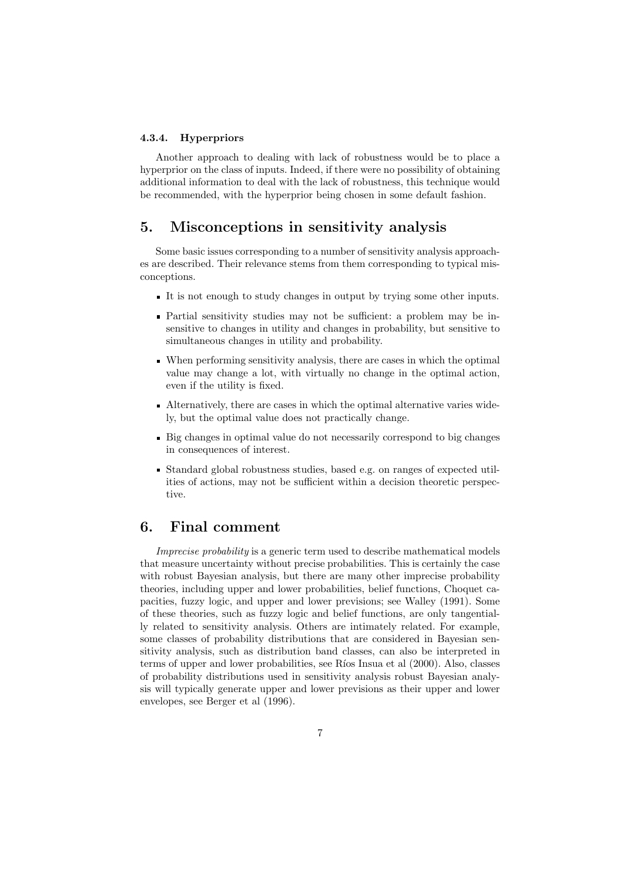#### 4.3.4. Hyperpriors

Another approach to dealing with lack of robustness would be to place a hyperprior on the class of inputs. Indeed, if there were no possibility of obtaining additional information to deal with the lack of robustness, this technique would be recommended, with the hyperprior being chosen in some default fashion.

## 5. Misconceptions in sensitivity analysis

Some basic issues corresponding to a number of sensitivity analysis approaches are described. Their relevance stems from them corresponding to typical misconceptions.

- It is not enough to study changes in output by trying some other inputs.
- Partial sensitivity studies may not be sufficient: a problem may be insensitive to changes in utility and changes in probability, but sensitive to simultaneous changes in utility and probability.
- When performing sensitivity analysis, there are cases in which the optimal value may change a lot, with virtually no change in the optimal action, even if the utility is fixed.
- Alternatively, there are cases in which the optimal alternative varies widely, but the optimal value does not practically change.
- Big changes in optimal value do not necessarily correspond to big changes in consequences of interest.
- Standard global robustness studies, based e.g. on ranges of expected utilities of actions, may not be sufficient within a decision theoretic perspective.

## 6. Final comment

*Imprecise probability* is a generic term used to describe mathematical models that measure uncertainty without precise probabilities. This is certainly the case with robust Bayesian analysis, but there are many other imprecise probability theories, including upper and lower probabilities, belief functions, Choquet capacities, fuzzy logic, and upper and lower previsions; see Walley (1991). Some of these theories, such as fuzzy logic and belief functions, are only tangentially related to sensitivity analysis. Others are intimately related. For example, some classes of probability distributions that are considered in Bayesian sensitivity analysis, such as distribution band classes, can also be interpreted in terms of upper and lower probabilities, see Ríos Insua et al (2000). Also, classes of probability distributions used in sensitivity analysis robust Bayesian analysis will typically generate upper and lower previsions as their upper and lower envelopes, see Berger et al (1996).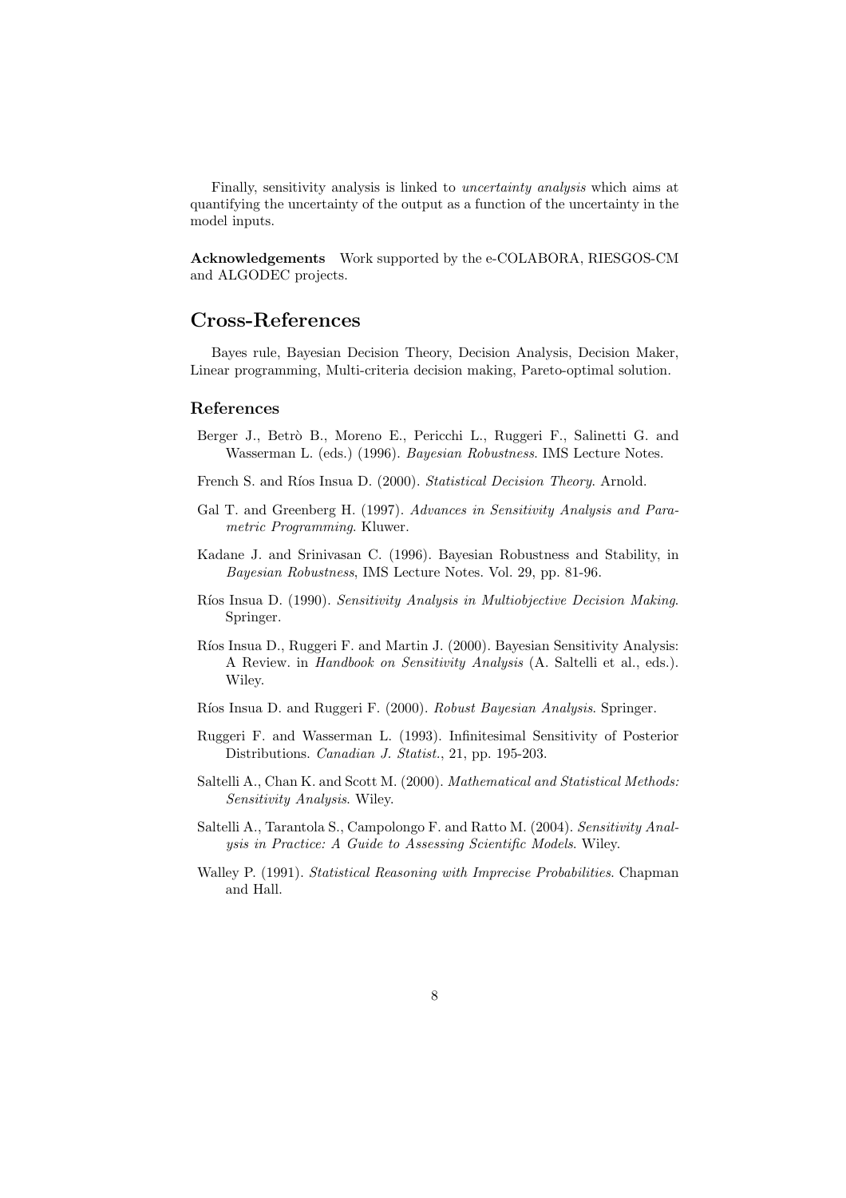Finally, sensitivity analysis is linked to *uncertainty analysis* which aims at quantifying the uncertainty of the output as a function of the uncertainty in the model inputs.

**Acknowledgements** Work supported by the e-COLABORA, RIESGOS-CM and ALGODEC projects.

## Cross-References

Bayes rule, Bayesian Decision Theory, Decision Analysis, Decision Maker, Linear programming, Multi-criteria decision making, Pareto-optimal solution.

### References

Berger J., Betrò B., Moreno E., Pericchi L., Ruggeri F., Salinetti G. and Wasserman L. (eds.) (1996). *Bayesian Robustness*. IMS Lecture Notes.

French S. and Ríos Insua D. (2000). *Statistical Decision Theory*. Arnold.

Gal T. and Greenberg H. (1997). *Advances in Sensitivity Analysis and Parametric Programming*. Kluwer.

Kadane J. and Srinivasan C. (1996). Bayesian Robustness and Stability, in *Bayesian Robustness*, IMS Lecture Notes. Vol. 29, pp. 81-96.

Ríos Insua D. (1990). *Sensitivity Analysis in Multiobjective Decision Making*. Springer.

Ríos Insua D., Ruggeri F. and Martin J. (2000). Bayesian Sensitivity Analysis: A Review. in *Handbook on Sensitivity Analysis* (A. Saltelli et al., eds.). Wiley.

Ríos Insua D. and Ruggeri F. (2000). *Robust Bayesian Analysis*. Springer.

Ruggeri F. and Wasserman L. (1993). Infinitesimal Sensitivity of Posterior Distributions. *Canadian J. Statist.*, 21, pp. 195-203.

Saltelli A., Chan K. and Scott M. (2000). *Mathematical and Statistical Methods: Sensitivity Analysis*. Wiley.

Saltelli A., Tarantola S., Campolongo F. and Ratto M. (2004). *Sensitivity Analysis in Practice: A Guide to Assessing Scientific Models*. Wiley.

Walley P. (1991). *Statistical Reasoning with Imprecise Probabilities*. Chapman and Hall.